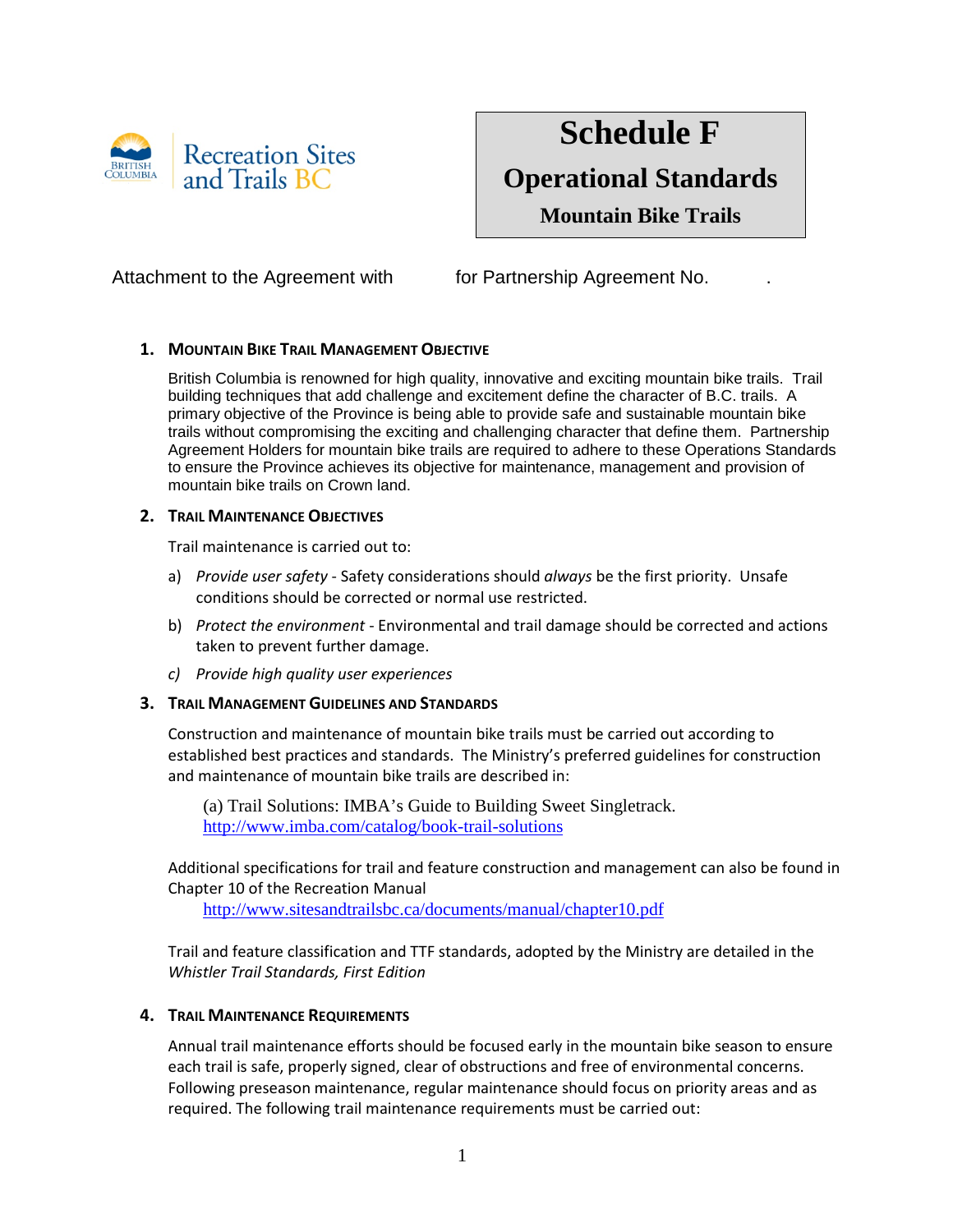Recreation Sites and Trails BC

# Schedule F

## Operational Standards

### Mountain Bike Trails

Attachment to the Agreement with for Partnership Agreement No. .

## 1. Mountain Bike Trail Management Objective

British Columbia is renowned for high quality, innovative and exciting mountain bike trails. Trail building techniques that add challenge and excitement define the character of B.C. trails. A primary objective of the Province is being able to provide safe and sustainable mountain bike trails without compromising the exciting and challenging character that define them. Partnership Agreement Holders for mountain bike trails are required to adhere to these Operations Standards to ensure the Province achieves its objective for maintenance, management and provision of mountain bike trails on Crown land.

## 2. Trail Maintenance Objectives

Trail maintenance is carried out to:

a) *Provide user safety* - Safety considerations should *always* be the first priority. Unsafe conditions should be corrected or normal use restricted.

b) *Protect the environment* - Environmental and trail damage should be corrected and actions taken to prevent further damage.

*c) Provide high quality user experiences*

## 3. Trail Management Guidelines and Standards

Construction and maintenance of mountain bike trails must be carried out according to established best practices and standards. The Ministry's preferred guidelines for construction and maintenance of mountain bike trails are described in:

(a) Trail Solutions: IMBA's Guide to Building Sweet Singletrack.
http://www.imba.com/catalog/book-trail-solutions

Additional specifications for trail and feature construction and management can also be found in Chapter 10 of the Recreation Manual
http://www.sitesandtrailsbc.ca/documents/manual/chapter10.pdf

Trail and feature classification and TTF standards, adopted by the Ministry are detailed in the *Whistler Trail Standards, First Edition*

## 4. Trail Maintenance Requirements

Annual trail maintenance efforts should be focused early in the mountain bike season to ensure each trail is safe, properly signed, clear of obstructions and free of environmental concerns. Following preseason maintenance, regular maintenance should focus on priority areas and as required. The following trail maintenance requirements must be carried out: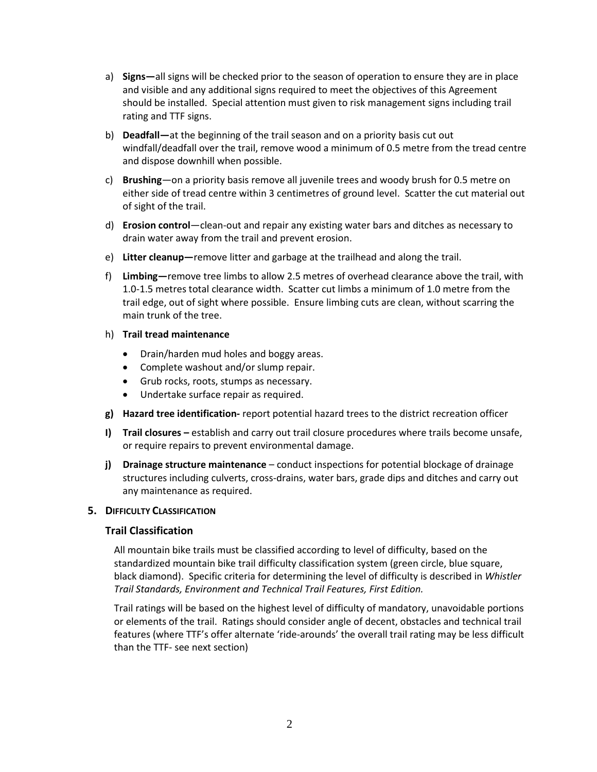a) **Signs—**all signs will be checked prior to the season of operation to ensure they are in place and visible and any additional signs required to meet the objectives of this Agreement should be installed. Special attention must given to risk management signs including trail rating and TTF signs.

b) **Deadfall—**at the beginning of the trail season and on a priority basis cut out windfall/deadfall over the trail, remove wood a minimum of 0.5 metre from the tread centre and dispose downhill when possible.

c) **Brushing**—on a priority basis remove all juvenile trees and woody brush for 0.5 metre on either side of tread centre within 3 centimetres of ground level. Scatter the cut material out of sight of the trail.

d) **Erosion control**—clean-out and repair any existing water bars and ditches as necessary to drain water away from the trail and prevent erosion.

e) **Litter cleanup—**remove litter and garbage at the trailhead and along the trail.

f) **Limbing—**remove tree limbs to allow 2.5 metres of overhead clearance above the trail, with 1.0-1.5 metres total clearance width. Scatter cut limbs a minimum of 1.0 metre from the trail edge, out of sight where possible. Ensure limbing cuts are clean, without scarring the main trunk of the tree.

h) **Trail tread maintenance**

- Drain/harden mud holes and boggy areas.
- Complete washout and/or slump repair.
- Grub rocks, roots, stumps as necessary.
- Undertake surface repair as required.

**g) Hazard tree identification-** report potential hazard trees to the district recreation officer

**I) Trail closures –** establish and carry out trail closure procedures where trails become unsafe, or require repairs to prevent environmental damage.

**j) Drainage structure maintenance** – conduct inspections for potential blockage of drainage structures including culverts, cross-drains, water bars, grade dips and ditches and carry out any maintenance as required.

## 5. DIFFICULTY CLASSIFICATION

### Trail Classification

All mountain bike trails must be classified according to level of difficulty, based on the standardized mountain bike trail difficulty classification system (green circle, blue square, black diamond). Specific criteria for determining the level of difficulty is described in *Whistler Trail Standards, Environment and Technical Trail Features, First Edition.*

Trail ratings will be based on the highest level of difficulty of mandatory, unavoidable portions or elements of the trail. Ratings should consider angle of decent, obstacles and technical trail features (where TTF's offer alternate 'ride-arounds' the overall trail rating may be less difficult than the TTF- see next section)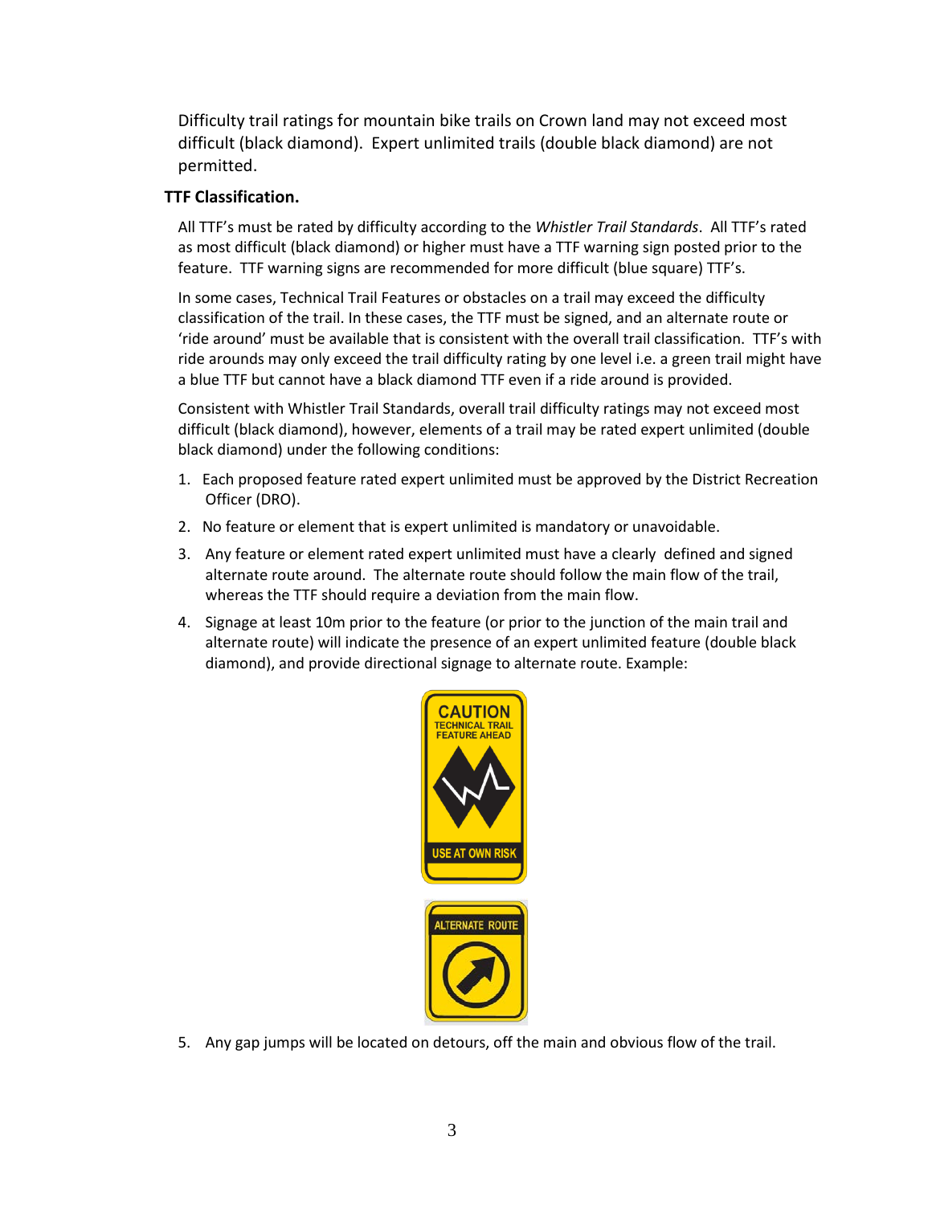Difficulty trail ratings for mountain bike trails on Crown land may not exceed most difficult (black diamond). Expert unlimited trails (double black diamond) are not permitted.

**TTF Classification.**

All TTF's must be rated by difficulty according to the *Whistler Trail Standards*. All TTF's rated as most difficult (black diamond) or higher must have a TTF warning sign posted prior to the feature. TTF warning signs are recommended for more difficult (blue square) TTF's.

In some cases, Technical Trail Features or obstacles on a trail may exceed the difficulty classification of the trail. In these cases, the TTF must be signed, and an alternate route or 'ride around' must be available that is consistent with the overall trail classification. TTF's with ride arounds may only exceed the trail difficulty rating by one level i.e. a green trail might have a blue TTF but cannot have a black diamond TTF even if a ride around is provided.

Consistent with Whistler Trail Standards, overall trail difficulty ratings may not exceed most difficult (black diamond), however, elements of a trail may be rated expert unlimited (double black diamond) under the following conditions:

1. Each proposed feature rated expert unlimited must be approved by the District Recreation Officer (DRO).
2. No feature or element that is expert unlimited is mandatory or unavoidable.
3. Any feature or element rated expert unlimited must have a clearly defined and signed alternate route around. The alternate route should follow the main flow of the trail, whereas the TTF should require a deviation from the main flow.
4. Signage at least 10m prior to the feature (or prior to the junction of the main trail and alternate route) will indicate the presence of an expert unlimited feature (double black diamond), and provide directional signage to alternate route. Example:

CAUTION
TECHNICAL TRAIL FEATURE AHEAD
USE AT OWN RISK

ALTERNATE ROUTE

5. Any gap jumps will be located on detours, off the main and obvious flow of the trail.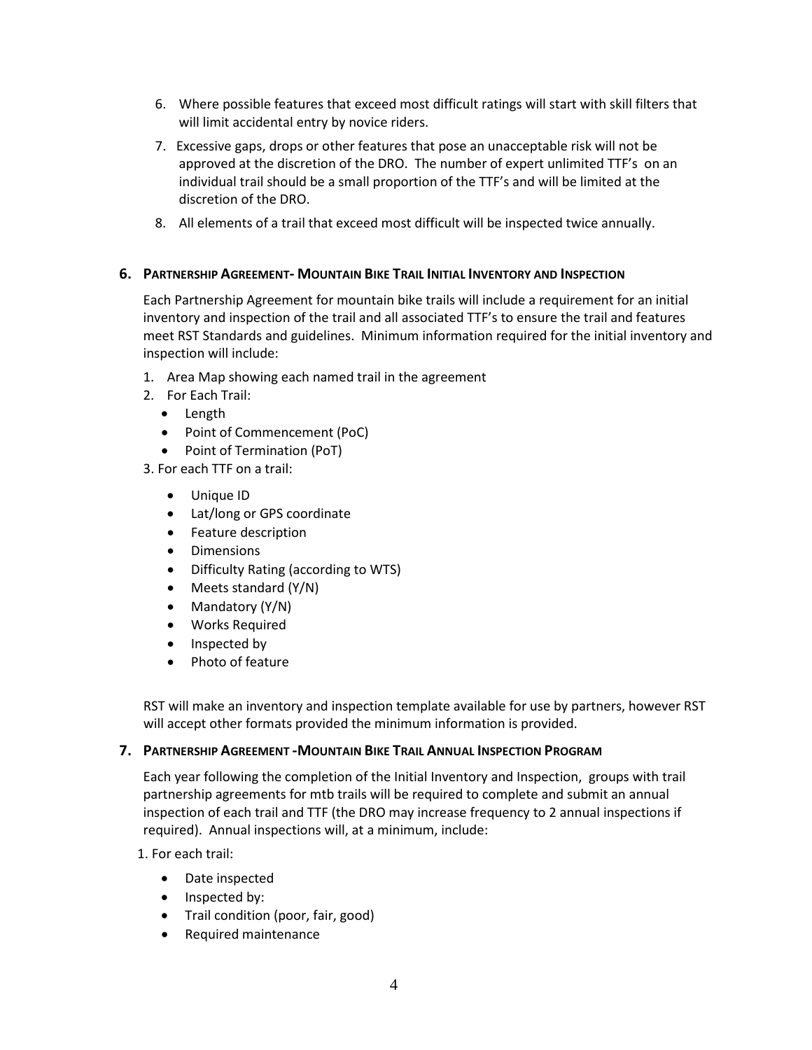6. Where possible features that exceed most difficult ratings will start with skill filters that will limit accidental entry by novice riders.
7. Excessive gaps, drops or other features that pose an unacceptable risk will not be approved at the discretion of the DRO. The number of expert unlimited TTF's on an individual trail should be a small proportion of the TTF's and will be limited at the discretion of the DRO.
8. All elements of a trail that exceed most difficult will be inspected twice annually.

## 6. Partnership Agreement- Mountain Bike Trail Initial Inventory and Inspection

Each Partnership Agreement for mountain bike trails will include a requirement for an initial inventory and inspection of the trail and all associated TTF's to ensure the trail and features meet RST Standards and guidelines. Minimum information required for the initial inventory and inspection will include:

1. Area Map showing each named trail in the agreement
2. For Each Trail:
   - Length
   - Point of Commencement (PoC)
   - Point of Termination (PoT)
3. For each TTF on a trail:
   - Unique ID
   - Lat/long or GPS coordinate
   - Feature description
   - Dimensions
   - Difficulty Rating (according to WTS)
   - Meets standard (Y/N)
   - Mandatory (Y/N)
   - Works Required
   - Inspected by
   - Photo of feature

RST will make an inventory and inspection template available for use by partners, however RST will accept other formats provided the minimum information is provided.

## 7. Partnership Agreement -Mountain Bike Trail Annual Inspection Program

Each year following the completion of the Initial Inventory and Inspection, groups with trail partnership agreements for mtb trails will be required to complete and submit an annual inspection of each trail and TTF (the DRO may increase frequency to 2 annual inspections if required). Annual inspections will, at a minimum, include:

1. For each trail:
   - Date inspected
   - Inspected by:
   - Trail condition (poor, fair, good)
   - Required maintenance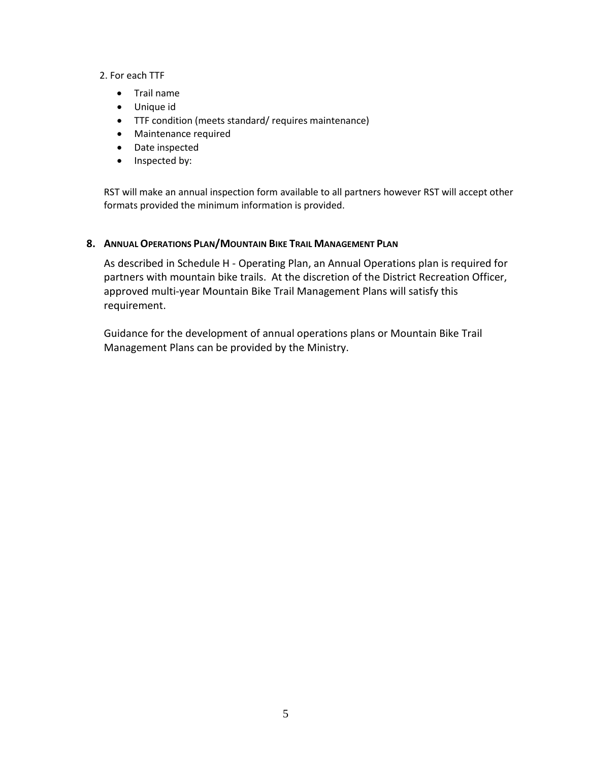2. For each TTF

- Trail name
- Unique id
- TTF condition (meets standard/ requires maintenance)
- Maintenance required
- Date inspected
- Inspected by:

RST will make an annual inspection form available to all partners however RST will accept other formats provided the minimum information is provided.

## 8. Annual Operations Plan/Mountain Bike Trail Management Plan

As described in Schedule H - Operating Plan, an Annual Operations plan is required for partners with mountain bike trails. At the discretion of the District Recreation Officer, approved multi-year Mountain Bike Trail Management Plans will satisfy this requirement.

Guidance for the development of annual operations plans or Mountain Bike Trail Management Plans can be provided by the Ministry.